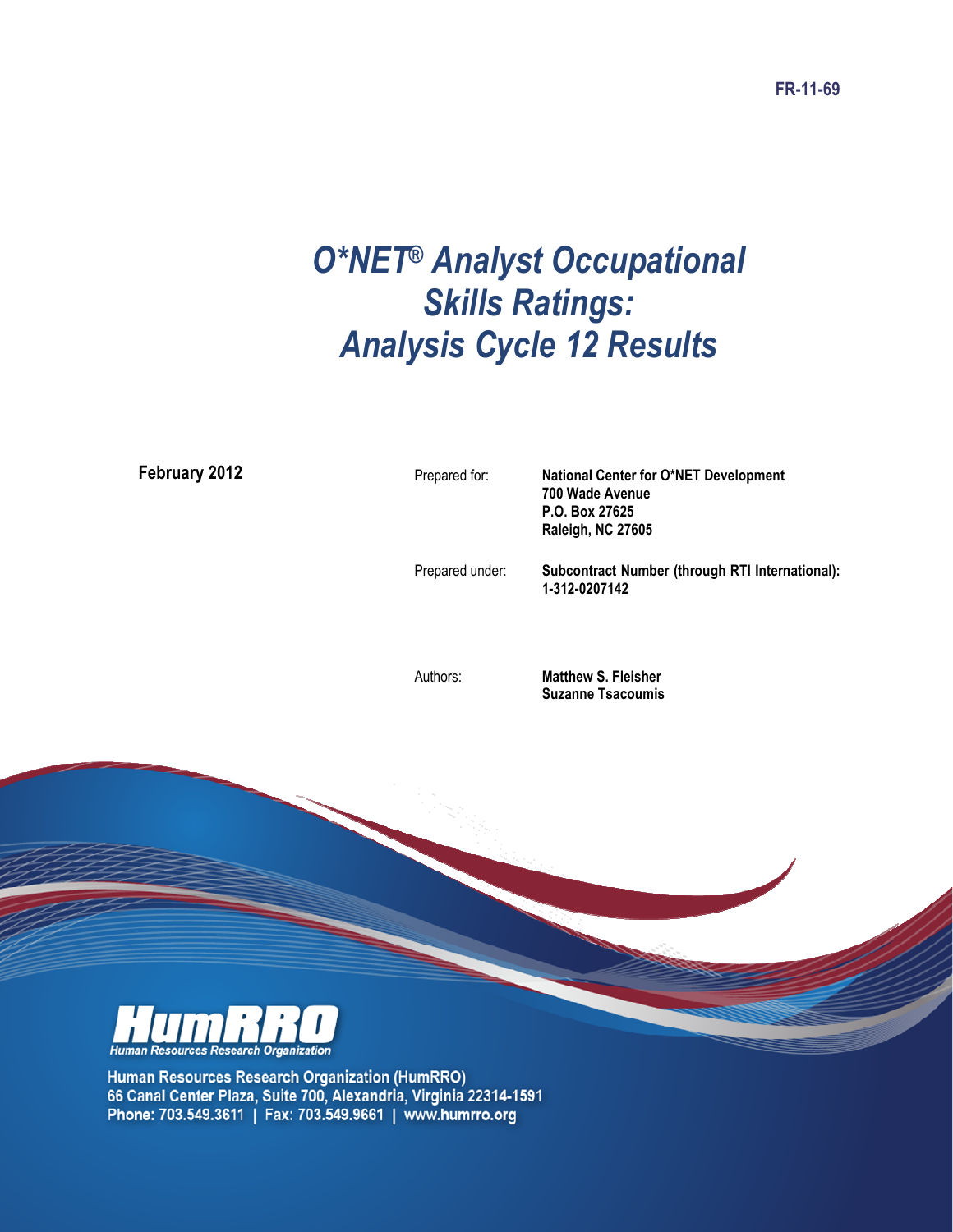FR-11-69

# *O\*NET® Analyst Occupational Skills Ratings: Analysis Cycle 12 Results*

**February 2012**

Prepared for: **National Center for O\*NET Development**
**700 Wade Avenue**
**P.O. Box 27625**
**Raleigh, NC 27605**

Prepared under: **Subcontract Number (through RTI International): 1-312-0207142**

Authors: **Matthew S. Fleisher**
**Suzanne Tsacoumis**

HumRRO
*Human Resources Research Organization*

Human Resources Research Organization (HumRRO)
66 Canal Center Plaza, Suite 700, Alexandria, Virginia 22314-1591
Phone: 703.549.3611 | Fax: 703.549.9661 | www.humrro.org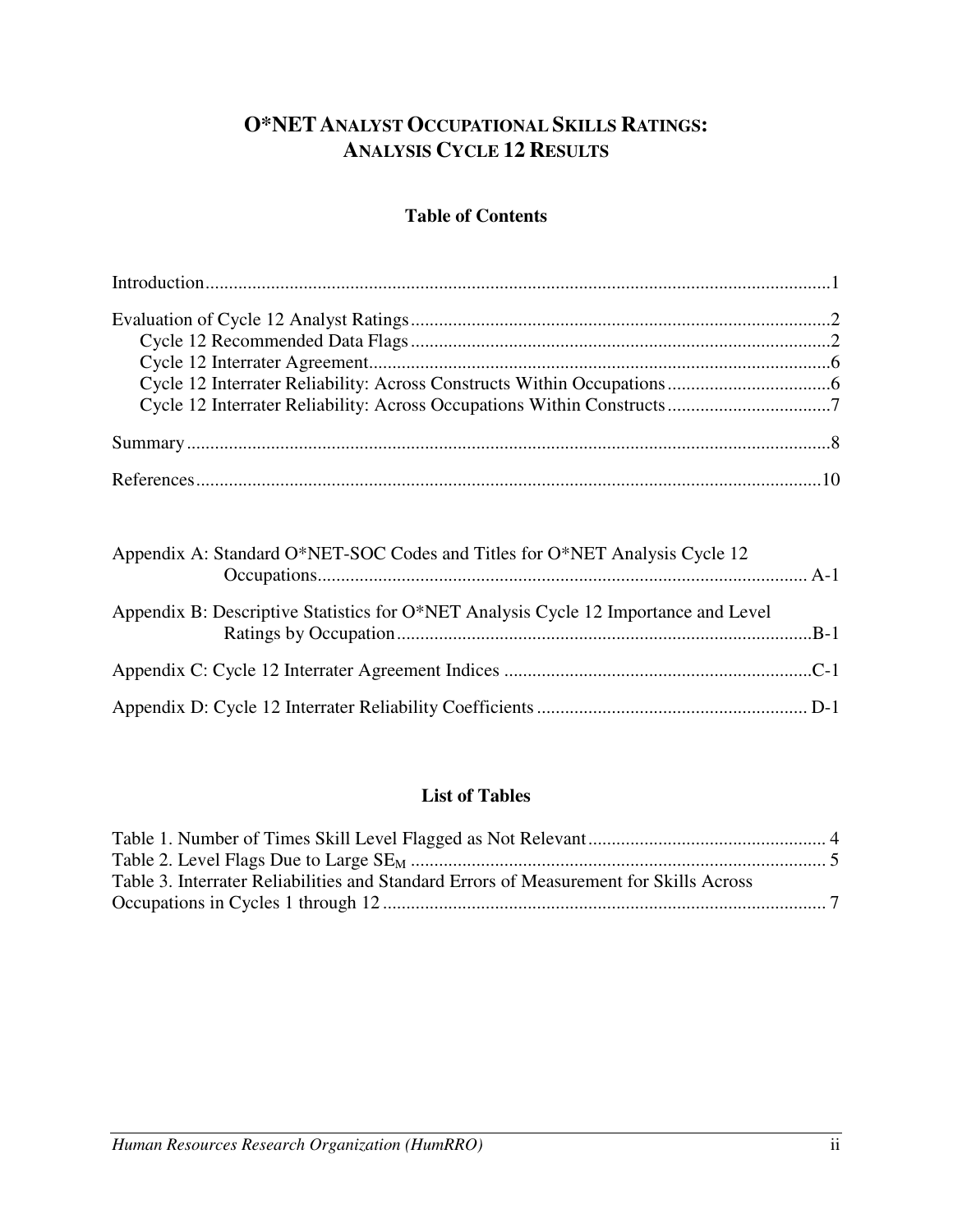# O*NET ANALYST OCCUPATIONAL SKILLS RATINGS: ANALYSIS CYCLE 12 RESULTS

## Table of Contents

Introduction......1

Evaluation of Cycle 12 Analyst Ratings......2
- Cycle 12 Recommended Data Flags......2
- Cycle 12 Interrater Agreement......6
- Cycle 12 Interrater Reliability: Across Constructs Within Occupations......6
- Cycle 12 Interrater Reliability: Across Occupations Within Constructs......7

Summary......8

References......10

Appendix A: Standard O*NET-SOC Codes and Titles for O*NET Analysis Cycle 12 Occupations......A-1

Appendix B: Descriptive Statistics for O*NET Analysis Cycle 12 Importance and Level Ratings by Occupation......B-1

Appendix C: Cycle 12 Interrater Agreement Indices......C-1

Appendix D: Cycle 12 Interrater Reliability Coefficients......D-1

## List of Tables

Table 1. Number of Times Skill Level Flagged as Not Relevant......4

Table 2. Level Flags Due to Large $SE_M$......5

Table 3. Interrater Reliabilities and Standard Errors of Measurement for Skills Across Occupations in Cycles 1 through 12......7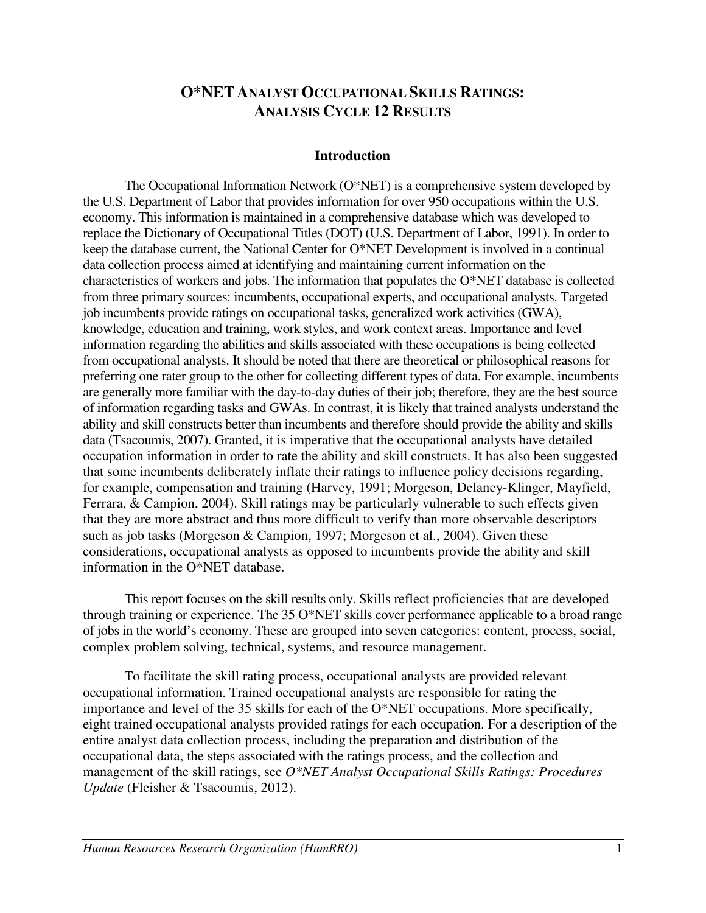# O*NET ANALYST OCCUPATIONAL SKILLS RATINGS: ANALYSIS CYCLE 12 RESULTS

## Introduction

The Occupational Information Network (O*NET) is a comprehensive system developed by the U.S. Department of Labor that provides information for over 950 occupations within the U.S. economy. This information is maintained in a comprehensive database which was developed to replace the Dictionary of Occupational Titles (DOT) (U.S. Department of Labor, 1991). In order to keep the database current, the National Center for O*NET Development is involved in a continual data collection process aimed at identifying and maintaining current information on the characteristics of workers and jobs. The information that populates the O*NET database is collected from three primary sources: incumbents, occupational experts, and occupational analysts. Targeted job incumbents provide ratings on occupational tasks, generalized work activities (GWA), knowledge, education and training, work styles, and work context areas. Importance and level information regarding the abilities and skills associated with these occupations is being collected from occupational analysts. It should be noted that there are theoretical or philosophical reasons for preferring one rater group to the other for collecting different types of data. For example, incumbents are generally more familiar with the day-to-day duties of their job; therefore, they are the best source of information regarding tasks and GWAs. In contrast, it is likely that trained analysts understand the ability and skill constructs better than incumbents and therefore should provide the ability and skills data (Tsacoumis, 2007). Granted, it is imperative that the occupational analysts have detailed occupation information in order to rate the ability and skill constructs. It has also been suggested that some incumbents deliberately inflate their ratings to influence policy decisions regarding, for example, compensation and training (Harvey, 1991; Morgeson, Delaney-Klinger, Mayfield, Ferrara, & Campion, 2004). Skill ratings may be particularly vulnerable to such effects given that they are more abstract and thus more difficult to verify than more observable descriptors such as job tasks (Morgeson & Campion, 1997; Morgeson et al., 2004). Given these considerations, occupational analysts as opposed to incumbents provide the ability and skill information in the O*NET database.

This report focuses on the skill results only. Skills reflect proficiencies that are developed through training or experience. The 35 O*NET skills cover performance applicable to a broad range of jobs in the world's economy. These are grouped into seven categories: content, process, social, complex problem solving, technical, systems, and resource management.

To facilitate the skill rating process, occupational analysts are provided relevant occupational information. Trained occupational analysts are responsible for rating the importance and level of the 35 skills for each of the O*NET occupations. More specifically, eight trained occupational analysts provided ratings for each occupation. For a description of the entire analyst data collection process, including the preparation and distribution of the occupational data, the steps associated with the ratings process, and the collection and management of the skill ratings, see *O*NET Analyst Occupational Skills Ratings: Procedures Update* (Fleisher & Tsacoumis, 2012).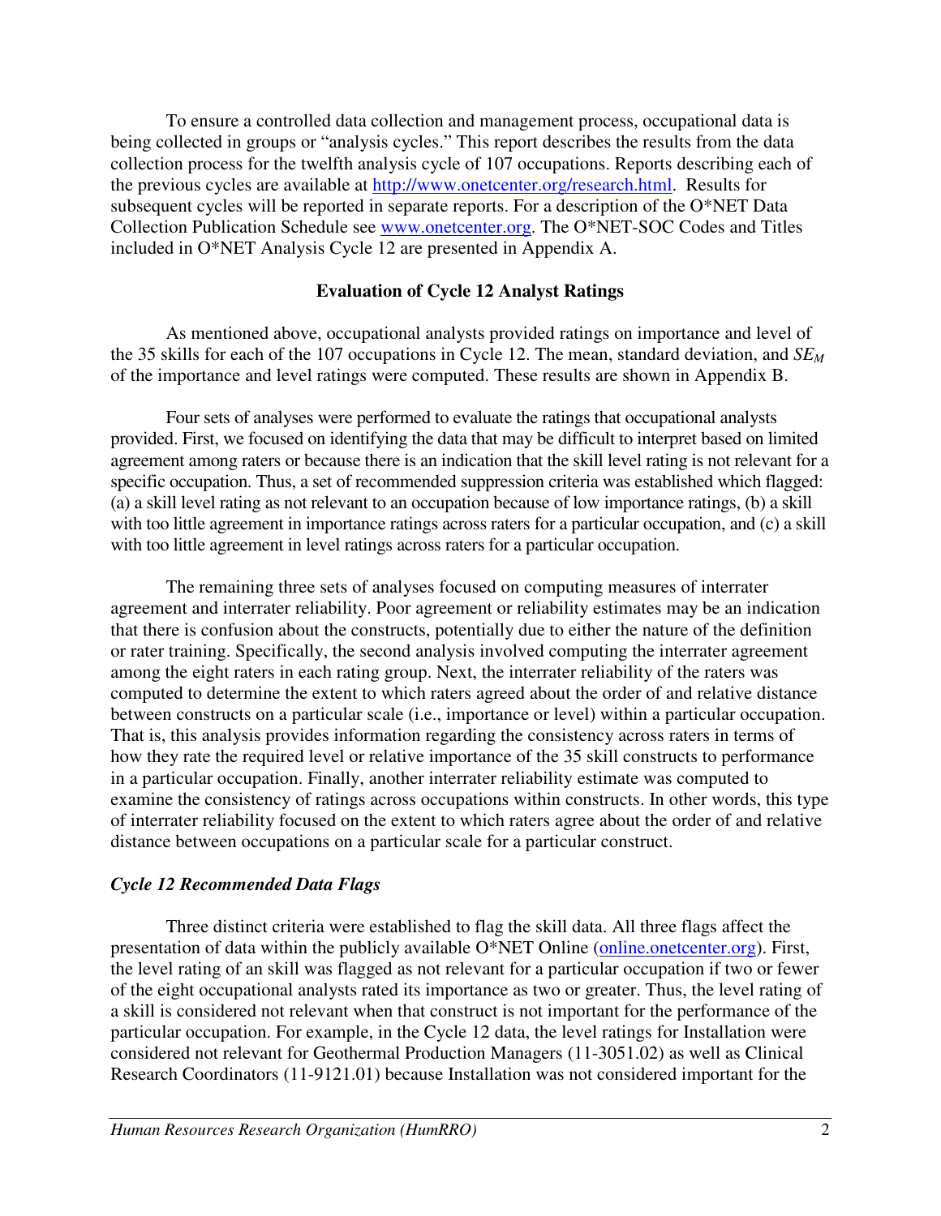To ensure a controlled data collection and management process, occupational data is being collected in groups or "analysis cycles." This report describes the results from the data collection process for the twelfth analysis cycle of 107 occupations. Reports describing each of the previous cycles are available at http://www.onetcenter.org/research.html. Results for subsequent cycles will be reported in separate reports. For a description of the O*NET Data Collection Publication Schedule see www.onetcenter.org. The O*NET-SOC Codes and Titles included in O*NET Analysis Cycle 12 are presented in Appendix A.

## Evaluation of Cycle 12 Analyst Ratings

As mentioned above, occupational analysts provided ratings on importance and level of the 35 skills for each of the 107 occupations in Cycle 12. The mean, standard deviation, and $SE_M$ of the importance and level ratings were computed. These results are shown in Appendix B.

Four sets of analyses were performed to evaluate the ratings that occupational analysts provided. First, we focused on identifying the data that may be difficult to interpret based on limited agreement among raters or because there is an indication that the skill level rating is not relevant for a specific occupation. Thus, a set of recommended suppression criteria was established which flagged: (a) a skill level rating as not relevant to an occupation because of low importance ratings, (b) a skill with too little agreement in importance ratings across raters for a particular occupation, and (c) a skill with too little agreement in level ratings across raters for a particular occupation.

The remaining three sets of analyses focused on computing measures of interrater agreement and interrater reliability. Poor agreement or reliability estimates may be an indication that there is confusion about the constructs, potentially due to either the nature of the definition or rater training. Specifically, the second analysis involved computing the interrater agreement among the eight raters in each rating group. Next, the interrater reliability of the raters was computed to determine the extent to which raters agreed about the order of and relative distance between constructs on a particular scale (i.e., importance or level) within a particular occupation. That is, this analysis provides information regarding the consistency across raters in terms of how they rate the required level or relative importance of the 35 skill constructs to performance in a particular occupation. Finally, another interrater reliability estimate was computed to examine the consistency of ratings across occupations within constructs. In other words, this type of interrater reliability focused on the extent to which raters agree about the order of and relative distance between occupations on a particular scale for a particular construct.

### *Cycle 12 Recommended Data Flags*

Three distinct criteria were established to flag the skill data. All three flags affect the presentation of data within the publicly available O*NET Online (online.onetcenter.org). First, the level rating of an skill was flagged as not relevant for a particular occupation if two or fewer of the eight occupational analysts rated its importance as two or greater. Thus, the level rating of a skill is considered not relevant when that construct is not important for the performance of the particular occupation. For example, in the Cycle 12 data, the level ratings for Installation were considered not relevant for Geothermal Production Managers (11-3051.02) as well as Clinical Research Coordinators (11-9121.01) because Installation was not considered important for the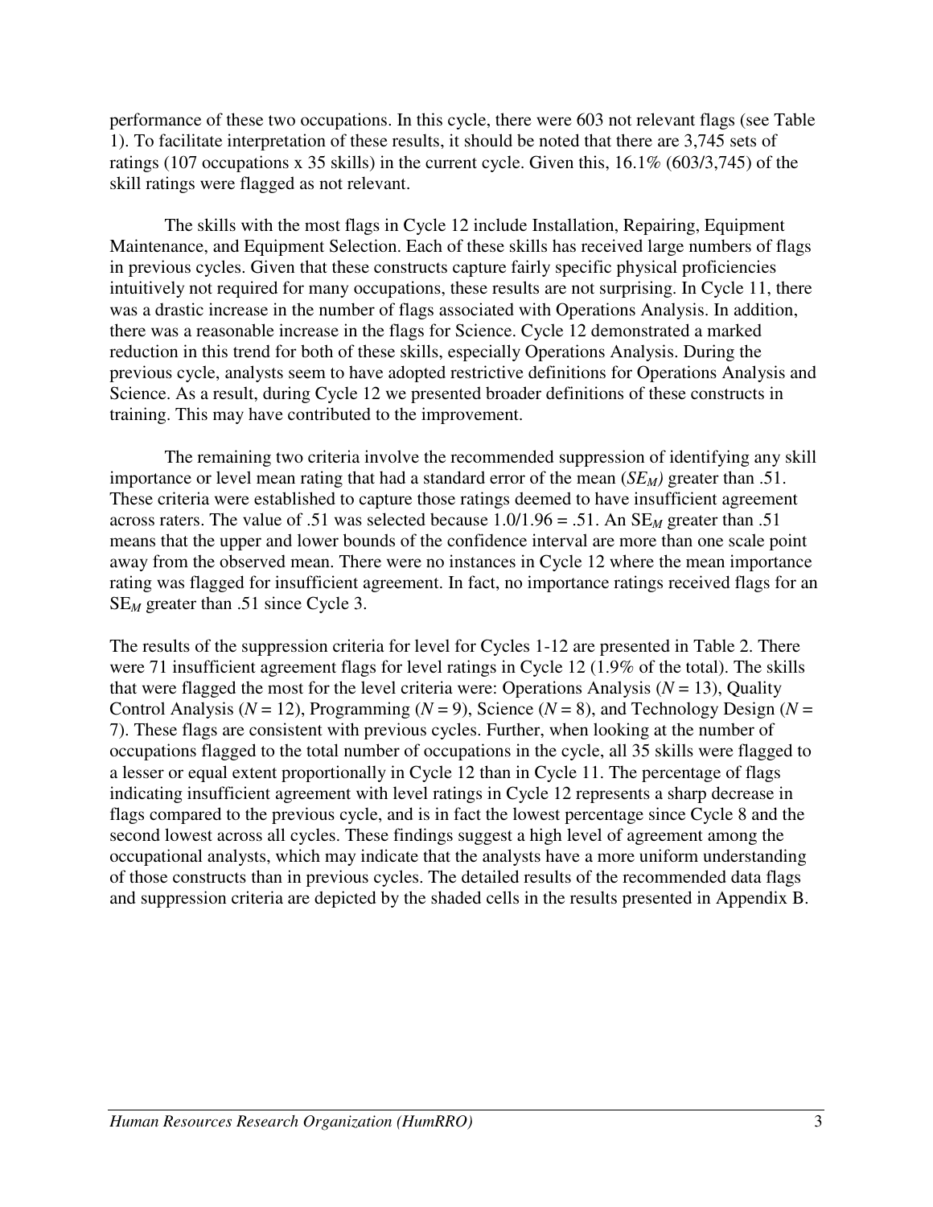performance of these two occupations. In this cycle, there were 603 not relevant flags (see Table 1). To facilitate interpretation of these results, it should be noted that there are 3,745 sets of ratings (107 occupations x 35 skills) in the current cycle. Given this, 16.1% (603/3,745) of the skill ratings were flagged as not relevant.

The skills with the most flags in Cycle 12 include Installation, Repairing, Equipment Maintenance, and Equipment Selection. Each of these skills has received large numbers of flags in previous cycles. Given that these constructs capture fairly specific physical proficiencies intuitively not required for many occupations, these results are not surprising. In Cycle 11, there was a drastic increase in the number of flags associated with Operations Analysis. In addition, there was a reasonable increase in the flags for Science. Cycle 12 demonstrated a marked reduction in this trend for both of these skills, especially Operations Analysis. During the previous cycle, analysts seem to have adopted restrictive definitions for Operations Analysis and Science. As a result, during Cycle 12 we presented broader definitions of these constructs in training. This may have contributed to the improvement.

The remaining two criteria involve the recommended suppression of identifying any skill importance or level mean rating that had a standard error of the mean ($SE_M$) greater than .51. These criteria were established to capture those ratings deemed to have insufficient agreement across raters. The value of .51 was selected because 1.0/1.96 = .51. An $SE_M$ greater than .51 means that the upper and lower bounds of the confidence interval are more than one scale point away from the observed mean. There were no instances in Cycle 12 where the mean importance rating was flagged for insufficient agreement. In fact, no importance ratings received flags for an $SE_M$ greater than .51 since Cycle 3.

The results of the suppression criteria for level for Cycles 1-12 are presented in Table 2. There were 71 insufficient agreement flags for level ratings in Cycle 12 (1.9% of the total). The skills that were flagged the most for the level criteria were: Operations Analysis ($N$ = 13), Quality Control Analysis ($N$ = 12), Programming ($N$ = 9), Science ($N$ = 8), and Technology Design ($N$ = 7). These flags are consistent with previous cycles. Further, when looking at the number of occupations flagged to the total number of occupations in the cycle, all 35 skills were flagged to a lesser or equal extent proportionally in Cycle 12 than in Cycle 11. The percentage of flags indicating insufficient agreement with level ratings in Cycle 12 represents a sharp decrease in flags compared to the previous cycle, and is in fact the lowest percentage since Cycle 8 and the second lowest across all cycles. These findings suggest a high level of agreement among the occupational analysts, which may indicate that the analysts have a more uniform understanding of those constructs than in previous cycles. The detailed results of the recommended data flags and suppression criteria are depicted by the shaded cells in the results presented in Appendix B.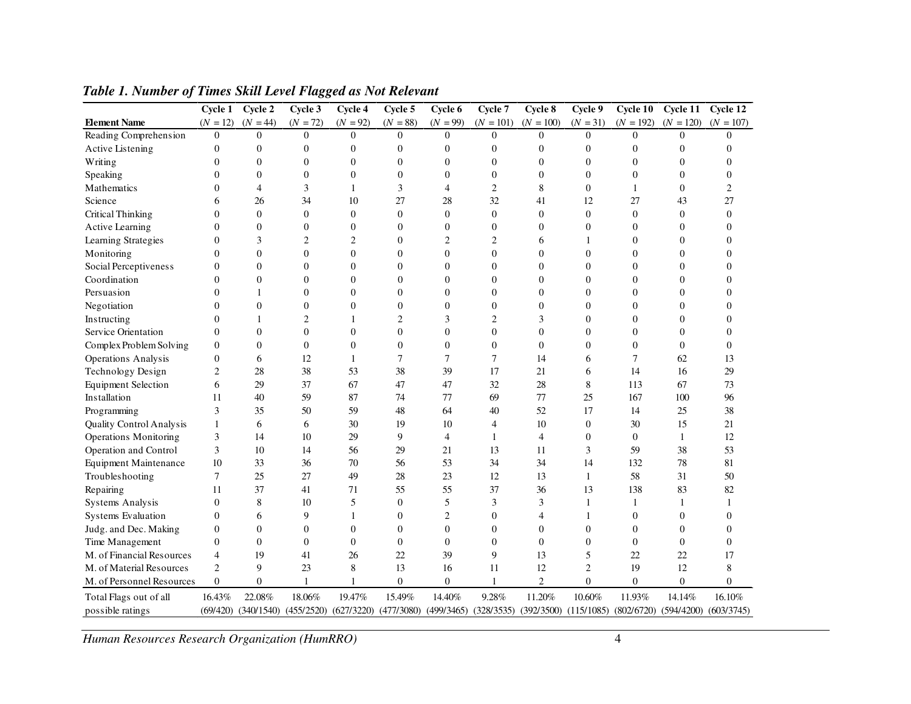***Table 1. Number of Times Skill Level Flagged as Not Relevant***

| Element Name | Cycle 1 ($N$ = 12) | Cycle 2 ($N$ = 44) | Cycle 3 ($N$ = 72) | Cycle 4 ($N$ = 92) | Cycle 5 ($N$ = 88) | Cycle 6 ($N$ = 99) | Cycle 7 ($N$ = 101) | Cycle 8 ($N$ = 100) | Cycle 9 ($N$ = 31) | Cycle 10 ($N$ = 192) | Cycle 11 ($N$ = 120) | Cycle 12 ($N$ = 107) |
|---|---|---|---|---|---|---|---|---|---|---|---|---|
| Reading Comprehension | 0 | 0 | 0 | 0 | 0 | 0 | 0 | 0 | 0 | 0 | 0 | 0 |
| Active Listening | 0 | 0 | 0 | 0 | 0 | 0 | 0 | 0 | 0 | 0 | 0 | 0 |
| Writing | 0 | 0 | 0 | 0 | 0 | 0 | 0 | 0 | 0 | 0 | 0 | 0 |
| Speaking | 0 | 0 | 0 | 0 | 0 | 0 | 0 | 0 | 0 | 0 | 0 | 0 |
| Mathematics | 0 | 4 | 3 | 1 | 3 | 4 | 2 | 8 | 0 | 1 | 0 | 2 |
| Science | 6 | 26 | 34 | 10 | 27 | 28 | 32 | 41 | 12 | 27 | 43 | 27 |
| Critical Thinking | 0 | 0 | 0 | 0 | 0 | 0 | 0 | 0 | 0 | 0 | 0 | 0 |
| Active Learning | 0 | 0 | 0 | 0 | 0 | 0 | 0 | 0 | 0 | 0 | 0 | 0 |
| Learning Strategies | 0 | 3 | 2 | 2 | 0 | 2 | 2 | 6 | 1 | 0 | 0 | 0 |
| Monitoring | 0 | 0 | 0 | 0 | 0 | 0 | 0 | 0 | 0 | 0 | 0 | 0 |
| Social Perceptiveness | 0 | 0 | 0 | 0 | 0 | 0 | 0 | 0 | 0 | 0 | 0 | 0 |
| Coordination | 0 | 0 | 0 | 0 | 0 | 0 | 0 | 0 | 0 | 0 | 0 | 0 |
| Persuasion | 0 | 1 | 0 | 0 | 0 | 0 | 0 | 0 | 0 | 0 | 0 | 0 |
| Negotiation | 0 | 0 | 0 | 0 | 0 | 0 | 0 | 0 | 0 | 0 | 0 | 0 |
| Instructing | 0 | 1 | 2 | 1 | 2 | 3 | 2 | 3 | 0 | 0 | 0 | 0 |
| Service Orientation | 0 | 0 | 0 | 0 | 0 | 0 | 0 | 0 | 0 | 0 | 0 | 0 |
| Complex Problem Solving | 0 | 0 | 0 | 0 | 0 | 0 | 0 | 0 | 0 | 0 | 0 | 0 |
| Operations Analysis | 0 | 6 | 12 | 1 | 7 | 7 | 7 | 14 | 6 | 7 | 62 | 13 |
| Technology Design | 2 | 28 | 38 | 53 | 38 | 39 | 17 | 21 | 6 | 14 | 16 | 29 |
| Equipment Selection | 6 | 29 | 37 | 67 | 47 | 47 | 32 | 28 | 8 | 113 | 67 | 73 |
| Installation | 11 | 40 | 59 | 87 | 74 | 77 | 69 | 77 | 25 | 167 | 100 | 96 |
| Programming | 3 | 35 | 50 | 59 | 48 | 64 | 40 | 52 | 17 | 14 | 25 | 38 |
| Quality Control Analysis | 1 | 6 | 6 | 30 | 19 | 10 | 4 | 10 | 0 | 30 | 15 | 21 |
| Operations Monitoring | 3 | 14 | 10 | 29 | 9 | 4 | 1 | 4 | 0 | 0 | 1 | 12 |
| Operation and Control | 3 | 10 | 14 | 56 | 29 | 21 | 13 | 11 | 3 | 59 | 38 | 53 |
| Equipment Maintenance | 10 | 33 | 36 | 70 | 56 | 53 | 34 | 34 | 14 | 132 | 78 | 81 |
| Troubleshooting | 7 | 25 | 27 | 49 | 28 | 23 | 12 | 13 | 1 | 58 | 31 | 50 |
| Repairing | 11 | 37 | 41 | 71 | 55 | 55 | 37 | 36 | 13 | 138 | 83 | 82 |
| Systems Analysis | 0 | 8 | 10 | 5 | 0 | 5 | 3 | 3 | 1 | 1 | 1 | 1 |
| Systems Evaluation | 0 | 6 | 9 | 1 | 0 | 2 | 0 | 4 | 1 | 0 | 0 | 0 |
| Judg. and Dec. Making | 0 | 0 | 0 | 0 | 0 | 0 | 0 | 0 | 0 | 0 | 0 | 0 |
| Time Management | 0 | 0 | 0 | 0 | 0 | 0 | 0 | 0 | 0 | 0 | 0 | 0 |
| M. of Financial Resources | 4 | 19 | 41 | 26 | 22 | 39 | 9 | 13 | 5 | 22 | 22 | 17 |
| M. of Material Resources | 2 | 9 | 23 | 8 | 13 | 16 | 11 | 12 | 2 | 19 | 12 | 8 |
| M. of Personnel Resources | 0 | 0 | 1 | 1 | 0 | 0 | 1 | 2 | 0 | 0 | 0 | 0 |
| Total Flags out of all possible ratings | 16.43% (69/420) | 22.08% (340/1540) | 18.06% (455/2520) | 19.47% (627/3220) | 15.49% (477/3080) | 14.40% (499/3465) | 9.28% (328/3535) | 11.20% (392/3500) | 10.60% (115/1085) | 11.93% (802/6720) | 14.14% (594/4200) | 16.10% (603/3745) |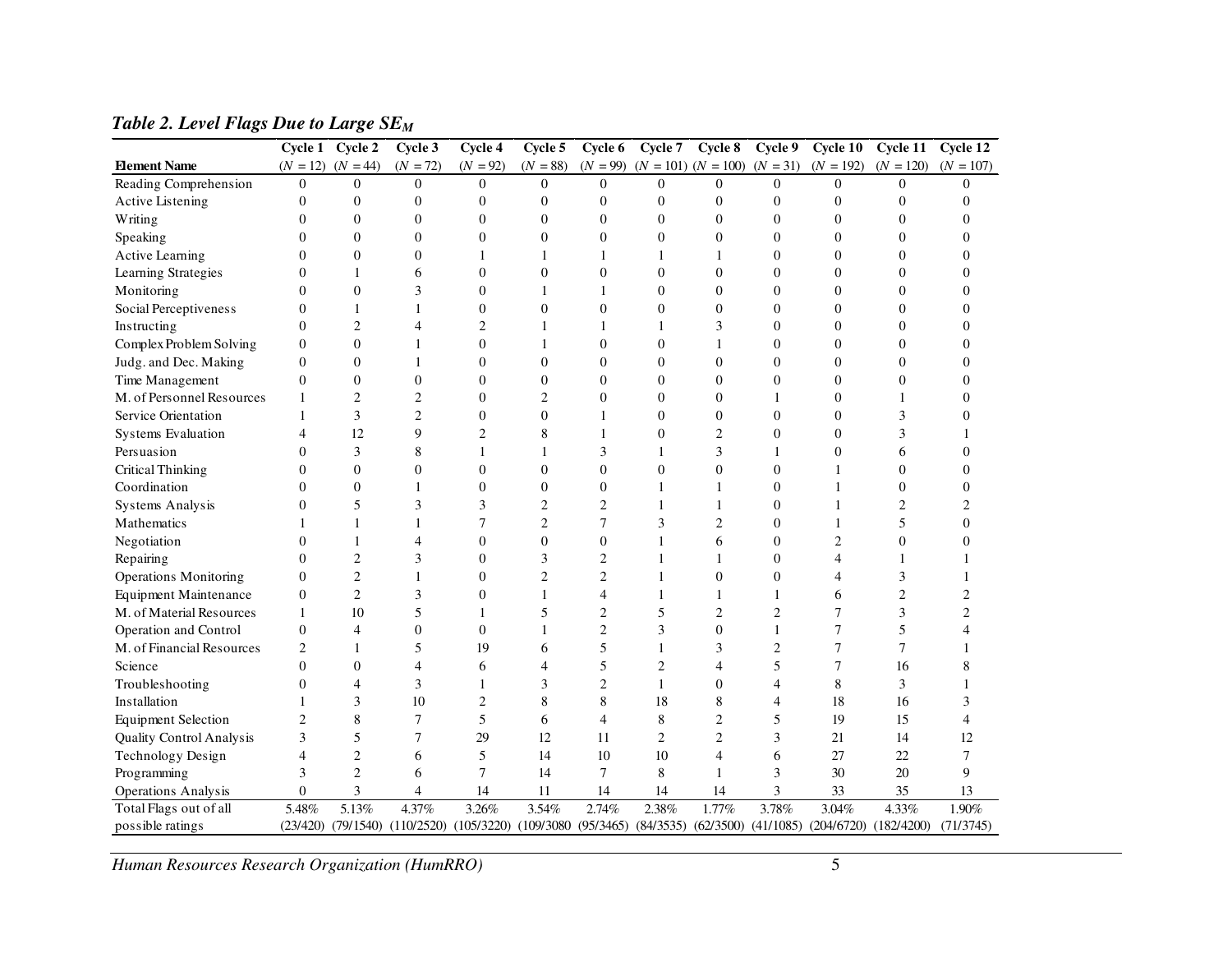***Table 2. Level Flags Due to Large $SE_M$***

| Element Name | Cycle 1 ($N$ = 12) | Cycle 2 ($N$ = 44) | Cycle 3 ($N$ = 72) | Cycle 4 ($N$ = 92) | Cycle 5 ($N$ = 88) | Cycle 6 ($N$ = 99) | Cycle 7 ($N$ = 101) | Cycle 8 ($N$ = 100) | Cycle 9 ($N$ = 31) | Cycle 10 ($N$ = 192) | Cycle 11 ($N$ = 120) | Cycle 12 ($N$ = 107) |
|---|---|---|---|---|---|---|---|---|---|---|---|---|
| Reading Comprehension | 0 | 0 | 0 | 0 | 0 | 0 | 0 | 0 | 0 | 0 | 0 | 0 |
| Active Listening | 0 | 0 | 0 | 0 | 0 | 0 | 0 | 0 | 0 | 0 | 0 | 0 |
| Writing | 0 | 0 | 0 | 0 | 0 | 0 | 0 | 0 | 0 | 0 | 0 | 0 |
| Speaking | 0 | 0 | 0 | 0 | 0 | 0 | 0 | 0 | 0 | 0 | 0 | 0 |
| Active Learning | 0 | 0 | 0 | 1 | 1 | 1 | 1 | 1 | 0 | 0 | 0 | 0 |
| Learning Strategies | 0 | 1 | 6 | 0 | 0 | 0 | 0 | 0 | 0 | 0 | 0 | 0 |
| Monitoring | 0 | 0 | 3 | 0 | 1 | 1 | 0 | 0 | 0 | 0 | 0 | 0 |
| Social Perceptiveness | 0 | 1 | 1 | 0 | 0 | 0 | 0 | 0 | 0 | 0 | 0 | 0 |
| Instructing | 0 | 2 | 4 | 2 | 1 | 1 | 1 | 3 | 0 | 0 | 0 | 0 |
| Complex Problem Solving | 0 | 0 | 1 | 0 | 1 | 0 | 0 | 1 | 0 | 0 | 0 | 0 |
| Judg. and Dec. Making | 0 | 0 | 1 | 0 | 0 | 0 | 0 | 0 | 0 | 0 | 0 | 0 |
| Time Management | 0 | 0 | 0 | 0 | 0 | 0 | 0 | 0 | 0 | 0 | 0 | 0 |
| M. of Personnel Resources | 1 | 2 | 2 | 0 | 2 | 0 | 0 | 0 | 1 | 0 | 1 | 0 |
| Service Orientation | 1 | 3 | 2 | 0 | 0 | 1 | 0 | 0 | 0 | 0 | 3 | 0 |
| Systems Evaluation | 4 | 12 | 9 | 2 | 8 | 1 | 0 | 2 | 0 | 0 | 3 | 1 |
| Persuasion | 0 | 3 | 8 | 1 | 1 | 3 | 1 | 3 | 1 | 0 | 6 | 0 |
| Critical Thinking | 0 | 0 | 0 | 0 | 0 | 0 | 0 | 0 | 0 | 1 | 0 | 0 |
| Coordination | 0 | 0 | 1 | 0 | 0 | 0 | 1 | 1 | 0 | 1 | 0 | 0 |
| Systems Analysis | 0 | 5 | 3 | 3 | 2 | 2 | 1 | 1 | 0 | 1 | 2 | 2 |
| Mathematics | 1 | 1 | 1 | 7 | 2 | 7 | 3 | 2 | 0 | 1 | 5 | 0 |
| Negotiation | 0 | 1 | 4 | 0 | 0 | 0 | 1 | 6 | 0 | 2 | 0 | 0 |
| Repairing | 0 | 2 | 3 | 0 | 3 | 2 | 1 | 1 | 0 | 4 | 1 | 1 |
| Operations Monitoring | 0 | 2 | 1 | 0 | 2 | 2 | 1 | 0 | 0 | 4 | 3 | 1 |
| Equipment Maintenance | 0 | 2 | 3 | 0 | 1 | 4 | 1 | 1 | 1 | 6 | 2 | 2 |
| M. of Material Resources | 1 | 10 | 5 | 1 | 5 | 2 | 5 | 2 | 2 | 7 | 3 | 2 |
| Operation and Control | 0 | 4 | 0 | 0 | 1 | 2 | 3 | 0 | 1 | 7 | 5 | 4 |
| M. of Financial Resources | 2 | 1 | 5 | 19 | 6 | 5 | 1 | 3 | 2 | 7 | 7 | 1 |
| Science | 0 | 0 | 4 | 6 | 4 | 5 | 2 | 4 | 5 | 7 | 16 | 8 |
| Troubleshooting | 0 | 4 | 3 | 1 | 3 | 2 | 1 | 0 | 4 | 8 | 3 | 1 |
| Installation | 1 | 3 | 10 | 2 | 8 | 8 | 18 | 8 | 4 | 18 | 16 | 3 |
| Equipment Selection | 2 | 8 | 7 | 5 | 6 | 4 | 8 | 2 | 5 | 19 | 15 | 4 |
| Quality Control Analysis | 3 | 5 | 7 | 29 | 12 | 11 | 2 | 2 | 3 | 21 | 14 | 12 |
| Technology Design | 4 | 2 | 6 | 5 | 14 | 10 | 10 | 4 | 6 | 27 | 22 | 7 |
| Programming | 3 | 2 | 6 | 7 | 14 | 7 | 8 | 1 | 3 | 30 | 20 | 9 |
| Operations Analysis | 0 | 3 | 4 | 14 | 11 | 14 | 14 | 14 | 3 | 33 | 35 | 13 |
| Total Flags out of all possible ratings | 5.48% (23/420) | 5.13% (79/1540) | 4.37% (110/2520) | 3.26% (105/3220) | 3.54% (109/3080 | 2.74% (95/3465) | 2.38% (84/3535) | 1.77% (62/3500) | 3.78% (41/1085) | 3.04% (204/6720) | 4.33% (182/4200) | 1.90% (71/3745) |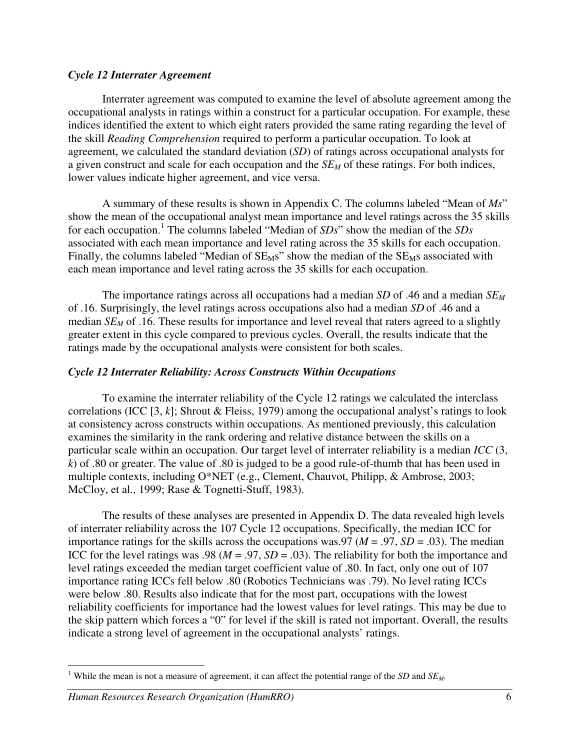### *Cycle 12 Interrater Agreement*

Interrater agreement was computed to examine the level of absolute agreement among the occupational analysts in ratings within a construct for a particular occupation. For example, these indices identified the extent to which eight raters provided the same rating regarding the level of the skill *Reading Comprehension* required to perform a particular occupation. To look at agreement, we calculated the standard deviation (*SD*) of ratings across occupational analysts for a given construct and scale for each occupation and the $SE_M$ of these ratings. For both indices, lower values indicate higher agreement, and vice versa.

A summary of these results is shown in Appendix C. The columns labeled "Mean of *Ms*" show the mean of the occupational analyst mean importance and level ratings across the 35 skills for each occupation.[1] The columns labeled "Median of *SDs*" show the median of the *SDs* associated with each mean importance and level rating across the 35 skills for each occupation. Finally, the columns labeled "Median of $SE_M$s" show the median of the $SE_M$s associated with each mean importance and level rating across the 35 skills for each occupation.

The importance ratings across all occupations had a median *SD* of .46 and a median $SE_M$ of .16. Surprisingly, the level ratings across occupations also had a median *SD* of .46 and a median $SE_M$ of .16. These results for importance and level reveal that raters agreed to a slightly greater extent in this cycle compared to previous cycles. Overall, the results indicate that the ratings made by the occupational analysts were consistent for both scales.

### *Cycle 12 Interrater Reliability: Across Constructs Within Occupations*

To examine the interrater reliability of the Cycle 12 ratings we calculated the interclass correlations (ICC [3, *k*]; Shrout & Fleiss, 1979) among the occupational analyst's ratings to look at consistency across constructs within occupations. As mentioned previously, this calculation examines the similarity in the rank ordering and relative distance between the skills on a particular scale within an occupation. Our target level of interrater reliability is a median *ICC* (3, *k*) of .80 or greater. The value of .80 is judged to be a good rule-of-thumb that has been used in multiple contexts, including O*NET (e.g., Clement, Chauvot, Philipp, & Ambrose, 2003; McCloy, et al., 1999; Rase & Tognetti-Stuff, 1983).

The results of these analyses are presented in Appendix D. The data revealed high levels of interrater reliability across the 107 Cycle 12 occupations. Specifically, the median ICC for importance ratings for the skills across the occupations was.97 ($M$ = .97, $SD$ = .03). The median ICC for the level ratings was .98 ($M$ = .97, $SD$ = .03). The reliability for both the importance and level ratings exceeded the median target coefficient value of .80. In fact, only one out of 107 importance rating ICCs fell below .80 (Robotics Technicians was .79). No level rating ICCs were below .80. Results also indicate that for the most part, occupations with the lowest reliability coefficients for importance had the lowest values for level ratings. This may be due to the skip pattern which forces a "0" for level if the skill is rated not important. Overall, the results indicate a strong level of agreement in the occupational analysts' ratings.

---

[1] While the mean is not a measure of agreement, it can affect the potential range of the *SD* and $SE_M$.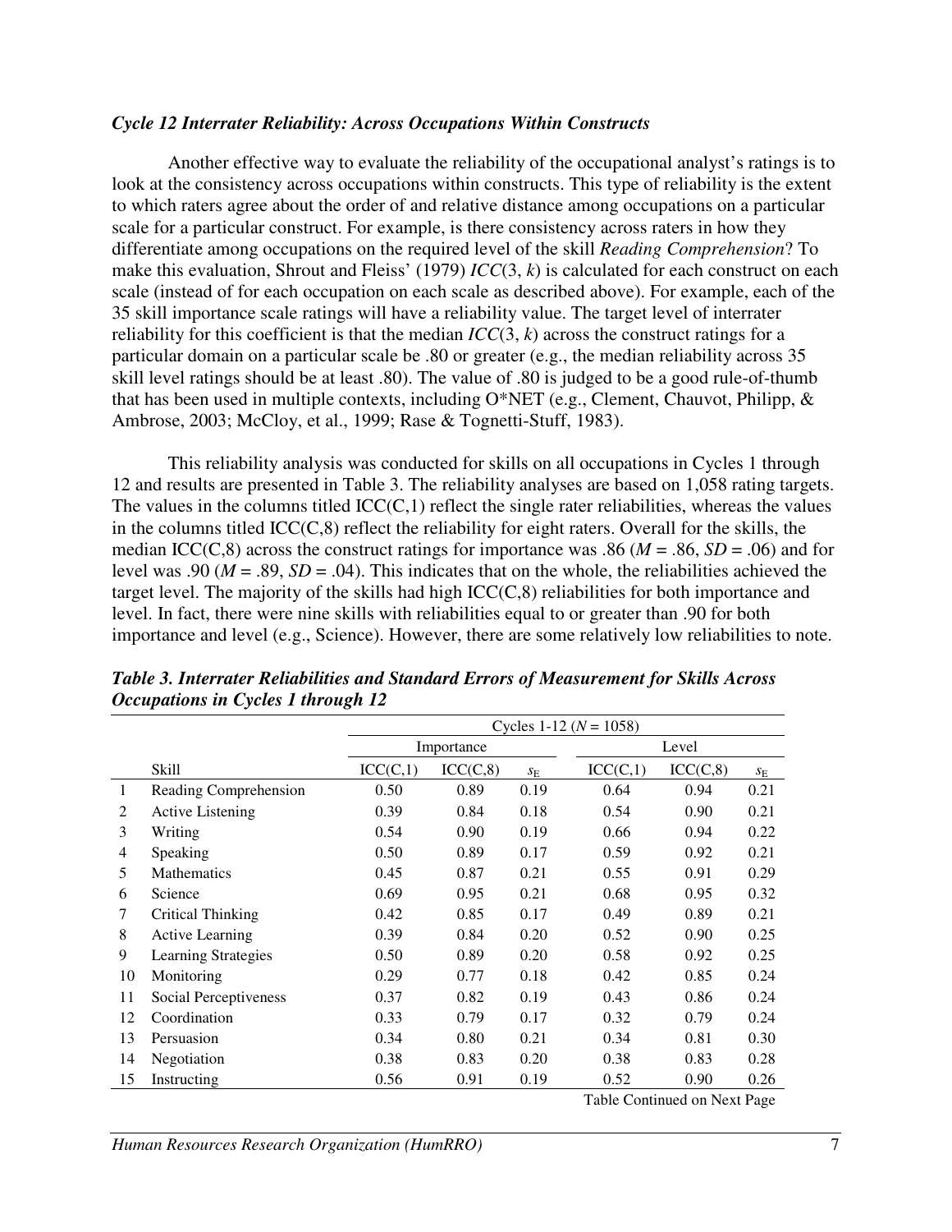### *Cycle 12 Interrater Reliability: Across Occupations Within Constructs*

Another effective way to evaluate the reliability of the occupational analyst's ratings is to look at the consistency across occupations within constructs. This type of reliability is the extent to which raters agree about the order of and relative distance among occupations on a particular scale for a particular construct. For example, is there consistency across raters in how they differentiate among occupations on the required level of the skill *Reading Comprehension*? To make this evaluation, Shrout and Fleiss' (1979) $ICC(3, k)$ is calculated for each construct on each scale (instead of for each occupation on each scale as described above). For example, each of the 35 skill importance scale ratings will have a reliability value. The target level of interrater reliability for this coefficient is that the median $ICC(3, k)$ across the construct ratings for a particular domain on a particular scale be .80 or greater (e.g., the median reliability across 35 skill level ratings should be at least .80). The value of .80 is judged to be a good rule-of-thumb that has been used in multiple contexts, including O*NET (e.g., Clement, Chauvot, Philipp, & Ambrose, 2003; McCloy, et al., 1999; Rase & Tognetti-Stuff, 1983).

This reliability analysis was conducted for skills on all occupations in Cycles 1 through 12 and results are presented in Table 3. The reliability analyses are based on 1,058 rating targets. The values in the columns titled ICC(C,1) reflect the single rater reliabilities, whereas the values in the columns titled ICC(C,8) reflect the reliability for eight raters. Overall for the skills, the median ICC(C,8) across the construct ratings for importance was .86 ($M$ = .86, $SD$ = .06) and for level was .90 ($M$ = .89, $SD$ = .04). This indicates that on the whole, the reliabilities achieved the target level. The majority of the skills had high ICC(C,8) reliabilities for both importance and level. In fact, there were nine skills with reliabilities equal to or greater than .90 for both importance and level (e.g., Science). However, there are some relatively low reliabilities to note.

***Table 3. Interrater Reliabilities and Standard Errors of Measurement for Skills Across Occupations in Cycles 1 through 12***

| | | Cycles 1-12 ($N$ = 1058) | | | | | |
|---|---|---|---|---|---|---|---|
| | | Importance | | | Level | | |
| | Skill | ICC(C,1) | ICC(C,8) | $s_E$ | ICC(C,1) | ICC(C,8) | $s_E$ |
| 1 | Reading Comprehension | 0.50 | 0.89 | 0.19 | 0.64 | 0.94 | 0.21 |
| 2 | Active Listening | 0.39 | 0.84 | 0.18 | 0.54 | 0.90 | 0.21 |
| 3 | Writing | 0.54 | 0.90 | 0.19 | 0.66 | 0.94 | 0.22 |
| 4 | Speaking | 0.50 | 0.89 | 0.17 | 0.59 | 0.92 | 0.21 |
| 5 | Mathematics | 0.45 | 0.87 | 0.21 | 0.55 | 0.91 | 0.29 |
| 6 | Science | 0.69 | 0.95 | 0.21 | 0.68 | 0.95 | 0.32 |
| 7 | Critical Thinking | 0.42 | 0.85 | 0.17 | 0.49 | 0.89 | 0.21 |
| 8 | Active Learning | 0.39 | 0.84 | 0.20 | 0.52 | 0.90 | 0.25 |
| 9 | Learning Strategies | 0.50 | 0.89 | 0.20 | 0.58 | 0.92 | 0.25 |
| 10 | Monitoring | 0.29 | 0.77 | 0.18 | 0.42 | 0.85 | 0.24 |
| 11 | Social Perceptiveness | 0.37 | 0.82 | 0.19 | 0.43 | 0.86 | 0.24 |
| 12 | Coordination | 0.33 | 0.79 | 0.17 | 0.32 | 0.79 | 0.24 |
| 13 | Persuasion | 0.34 | 0.80 | 0.21 | 0.34 | 0.81 | 0.30 |
| 14 | Negotiation | 0.38 | 0.83 | 0.20 | 0.38 | 0.83 | 0.28 |
| 15 | Instructing | 0.56 | 0.91 | 0.19 | 0.52 | 0.90 | 0.26 |

Table Continued on Next Page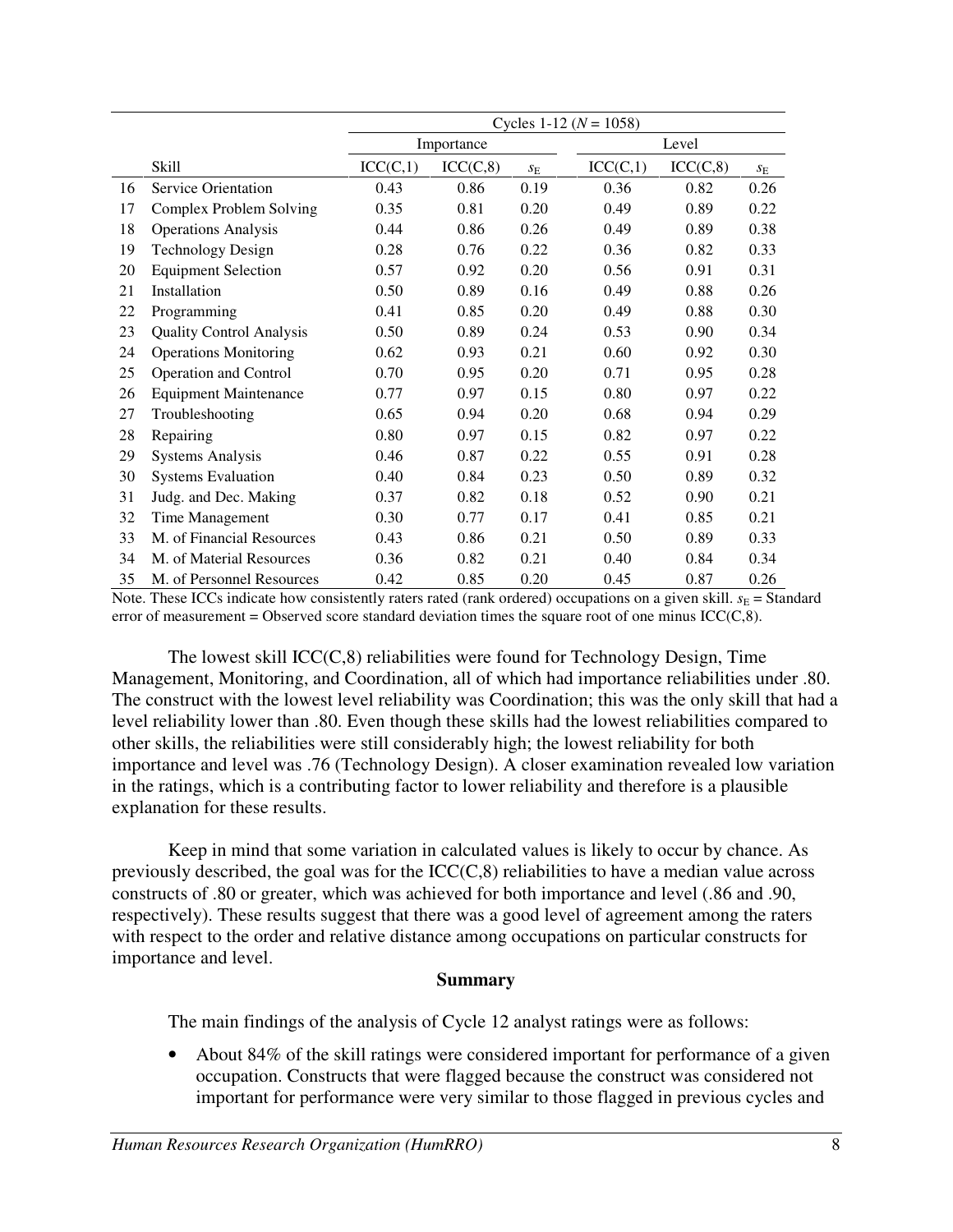| | | Cycles 1-12 ($N$ = 1058) | | | | | |
|---|---|---|---|---|---|---|---|
| | | Importance | | | Level | | |
| | Skill | ICC(C,1) | ICC(C,8) | $s_E$ | ICC(C,1) | ICC(C,8) | $s_E$ |
| 16 | Service Orientation | 0.43 | 0.86 | 0.19 | 0.36 | 0.82 | 0.26 |
| 17 | Complex Problem Solving | 0.35 | 0.81 | 0.20 | 0.49 | 0.89 | 0.22 |
| 18 | Operations Analysis | 0.44 | 0.86 | 0.26 | 0.49 | 0.89 | 0.38 |
| 19 | Technology Design | 0.28 | 0.76 | 0.22 | 0.36 | 0.82 | 0.33 |
| 20 | Equipment Selection | 0.57 | 0.92 | 0.20 | 0.56 | 0.91 | 0.31 |
| 21 | Installation | 0.50 | 0.89 | 0.16 | 0.49 | 0.88 | 0.26 |
| 22 | Programming | 0.41 | 0.85 | 0.20 | 0.49 | 0.88 | 0.30 |
| 23 | Quality Control Analysis | 0.50 | 0.89 | 0.24 | 0.53 | 0.90 | 0.34 |
| 24 | Operations Monitoring | 0.62 | 0.93 | 0.21 | 0.60 | 0.92 | 0.30 |
| 25 | Operation and Control | 0.70 | 0.95 | 0.20 | 0.71 | 0.95 | 0.28 |
| 26 | Equipment Maintenance | 0.77 | 0.97 | 0.15 | 0.80 | 0.97 | 0.22 |
| 27 | Troubleshooting | 0.65 | 0.94 | 0.20 | 0.68 | 0.94 | 0.29 |
| 28 | Repairing | 0.80 | 0.97 | 0.15 | 0.82 | 0.97 | 0.22 |
| 29 | Systems Analysis | 0.46 | 0.87 | 0.22 | 0.55 | 0.91 | 0.28 |
| 30 | Systems Evaluation | 0.40 | 0.84 | 0.23 | 0.50 | 0.89 | 0.32 |
| 31 | Judg. and Dec. Making | 0.37 | 0.82 | 0.18 | 0.52 | 0.90 | 0.21 |
| 32 | Time Management | 0.30 | 0.77 | 0.17 | 0.41 | 0.85 | 0.21 |
| 33 | M. of Financial Resources | 0.43 | 0.86 | 0.21 | 0.50 | 0.89 | 0.33 |
| 34 | M. of Material Resources | 0.36 | 0.82 | 0.21 | 0.40 | 0.84 | 0.34 |
| 35 | M. of Personnel Resources | 0.42 | 0.85 | 0.20 | 0.45 | 0.87 | 0.26 |

Note. These ICCs indicate how consistently raters rated (rank ordered) occupations on a given skill. $s_E$ = Standard error of measurement = Observed score standard deviation times the square root of one minus ICC(C,8).

The lowest skill ICC(C,8) reliabilities were found for Technology Design, Time Management, Monitoring, and Coordination, all of which had importance reliabilities under .80. The construct with the lowest level reliability was Coordination; this was the only skill that had a level reliability lower than .80. Even though these skills had the lowest reliabilities compared to other skills, the reliabilities were still considerably high; the lowest reliability for both importance and level was .76 (Technology Design). A closer examination revealed low variation in the ratings, which is a contributing factor to lower reliability and therefore is a plausible explanation for these results.

Keep in mind that some variation in calculated values is likely to occur by chance. As previously described, the goal was for the ICC(C,8) reliabilities to have a median value across constructs of .80 or greater, which was achieved for both importance and level (.86 and .90, respectively). These results suggest that there was a good level of agreement among the raters with respect to the order and relative distance among occupations on particular constructs for importance and level.

**Summary**

The main findings of the analysis of Cycle 12 analyst ratings were as follows:

- About 84% of the skill ratings were considered important for performance of a given occupation. Constructs that were flagged because the construct was considered not important for performance were very similar to those flagged in previous cycles and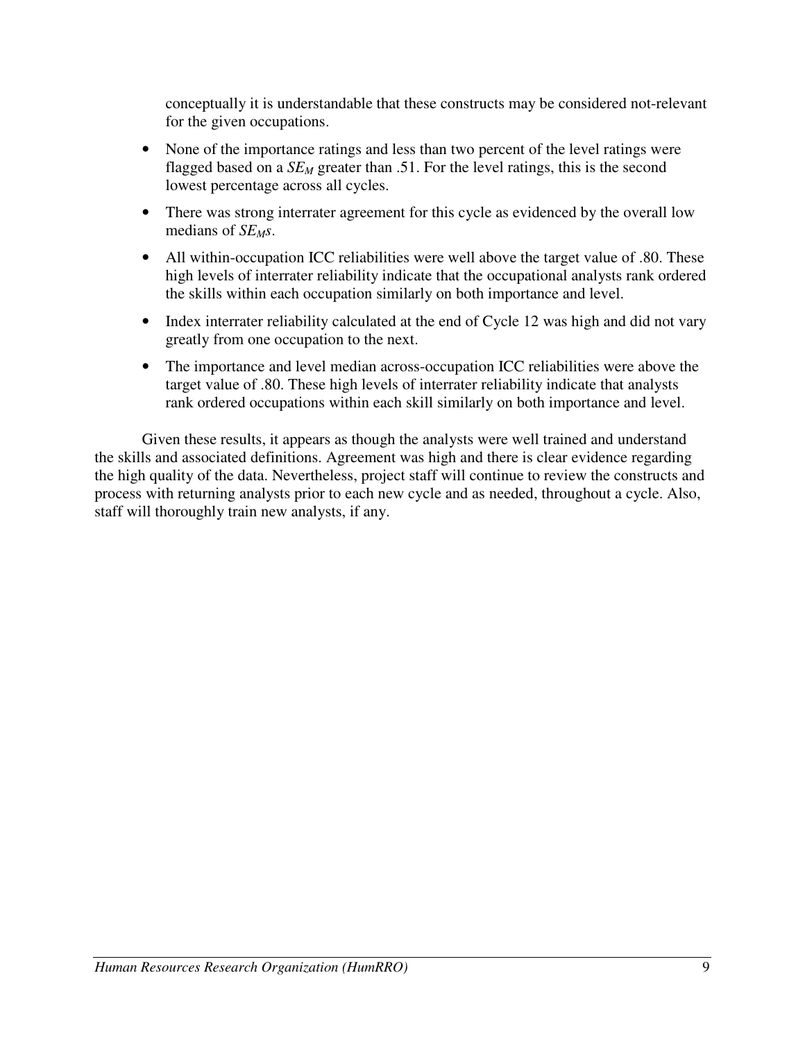conceptually it is understandable that these constructs may be considered not-relevant for the given occupations.

- None of the importance ratings and less than two percent of the level ratings were flagged based on a $SE_M$ greater than .51. For the level ratings, this is the second lowest percentage across all cycles.
- There was strong interrater agreement for this cycle as evidenced by the overall low medians of $SE_M$s.
- All within-occupation ICC reliabilities were well above the target value of .80. These high levels of interrater reliability indicate that the occupational analysts rank ordered the skills within each occupation similarly on both importance and level.
- Index interrater reliability calculated at the end of Cycle 12 was high and did not vary greatly from one occupation to the next.
- The importance and level median across-occupation ICC reliabilities were above the target value of .80. These high levels of interrater reliability indicate that analysts rank ordered occupations within each skill similarly on both importance and level.

Given these results, it appears as though the analysts were well trained and understand the skills and associated definitions. Agreement was high and there is clear evidence regarding the high quality of the data. Nevertheless, project staff will continue to review the constructs and process with returning analysts prior to each new cycle and as needed, throughout a cycle. Also, staff will thoroughly train new analysts, if any.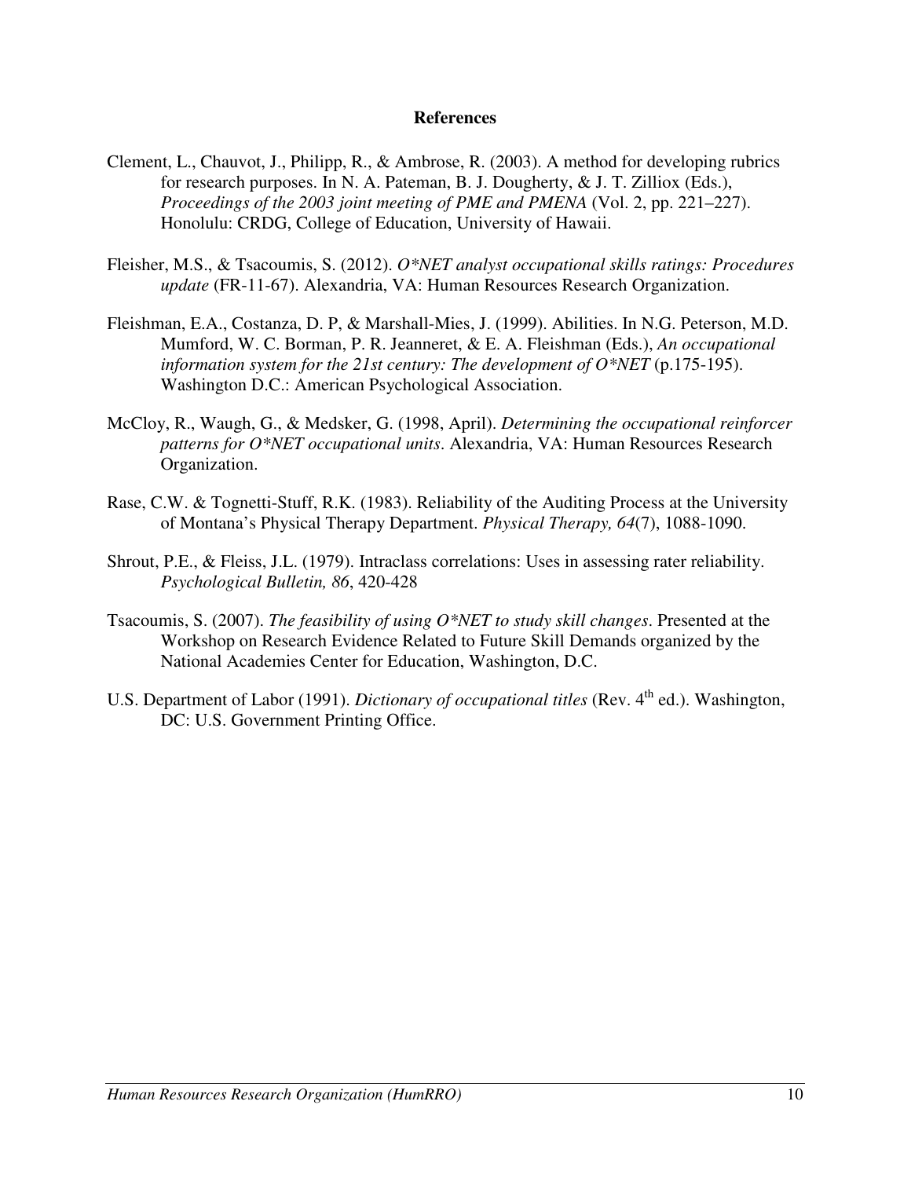## References

Clement, L., Chauvot, J., Philipp, R., & Ambrose, R. (2003). A method for developing rubrics for research purposes. In N. A. Pateman, B. J. Dougherty, & J. T. Zilliox (Eds.), *Proceedings of the 2003 joint meeting of PME and PMENA* (Vol. 2, pp. 221–227). Honolulu: CRDG, College of Education, University of Hawaii.

Fleisher, M.S., & Tsacoumis, S. (2012). *O*NET analyst occupational skills ratings: Procedures update* (FR-11-67). Alexandria, VA: Human Resources Research Organization.

Fleishman, E.A., Costanza, D. P, & Marshall-Mies, J. (1999). Abilities. In N.G. Peterson, M.D. Mumford, W. C. Borman, P. R. Jeanneret, & E. A. Fleishman (Eds.), *An occupational information system for the 21st century: The development of O*NET* (p.175-195). Washington D.C.: American Psychological Association.

McCloy, R., Waugh, G., & Medsker, G. (1998, April). *Determining the occupational reinforcer patterns for O*NET occupational units*. Alexandria, VA: Human Resources Research Organization.

Rase, C.W. & Tognetti-Stuff, R.K. (1983). Reliability of the Auditing Process at the University of Montana's Physical Therapy Department. *Physical Therapy, 64*(7), 1088-1090.

Shrout, P.E., & Fleiss, J.L. (1979). Intraclass correlations: Uses in assessing rater reliability. *Psychological Bulletin, 86*, 420-428

Tsacoumis, S. (2007). *The feasibility of using O*NET to study skill changes*. Presented at the Workshop on Research Evidence Related to Future Skill Demands organized by the National Academies Center for Education, Washington, D.C.

U.S. Department of Labor (1991). *Dictionary of occupational titles* (Rev. 4th ed.). Washington, DC: U.S. Government Printing Office.